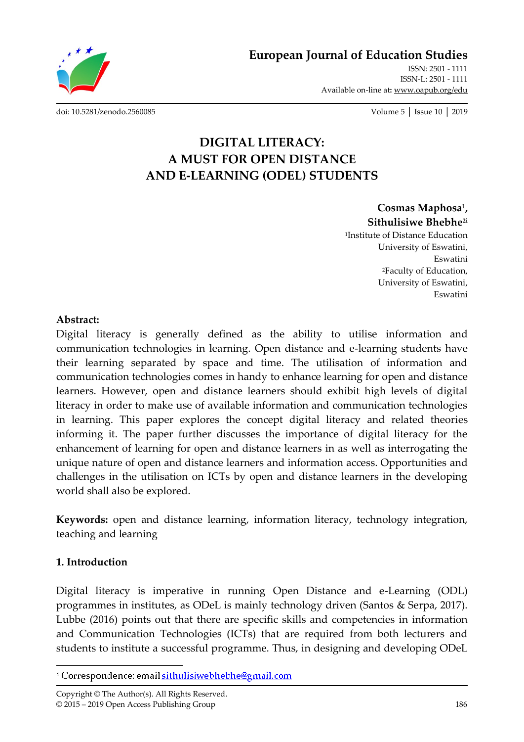# DIGITAL LITERACY: A MUST FOR OPEN DISTANCE AND E-LEARNING (ODEL) STUDENTS

**Cosmas Maphosa[1], Sithulisiwe Bhebhe[2i]**

[1]Institute of Distance Education
University of Eswatini,
Eswatini
[2]Faculty of Education,
University of Eswatini,
Eswatini

**Abstract:**
Digital literacy is generally defined as the ability to utilise information and communication technologies in learning. Open distance and e-learning students have their learning separated by space and time. The utilisation of information and communication technologies comes in handy to enhance learning for open and distance learners. However, open and distance learners should exhibit high levels of digital literacy in order to make use of available information and communication technologies in learning. This paper explores the concept digital literacy and related theories informing it. The paper further discusses the importance of digital literacy for the enhancement of learning for open and distance learners in as well as interrogating the unique nature of open and distance learners and information access. Opportunities and challenges in the utilisation on ICTs by open and distance learners in the developing world shall also be explored.

**Keywords:** open and distance learning, information literacy, technology integration, teaching and learning

## 1. Introduction

Digital literacy is imperative in running Open Distance and e-Learning (ODL) programmes in institutes, as ODeL is mainly technology driven (Santos & Serpa, 2017). Lubbe (2016) points out that there are specific skills and competencies in information and Communication Technologies (ICTs) that are required from both lecturers and students to institute a successful programme. Thus, in designing and developing ODeL

---

[i] Correspondence: email sithulisiwebhebhe@gmail.com

Copyright © The Author(s). All Rights Reserved.
© 2015 – 2019 Open Access Publishing Group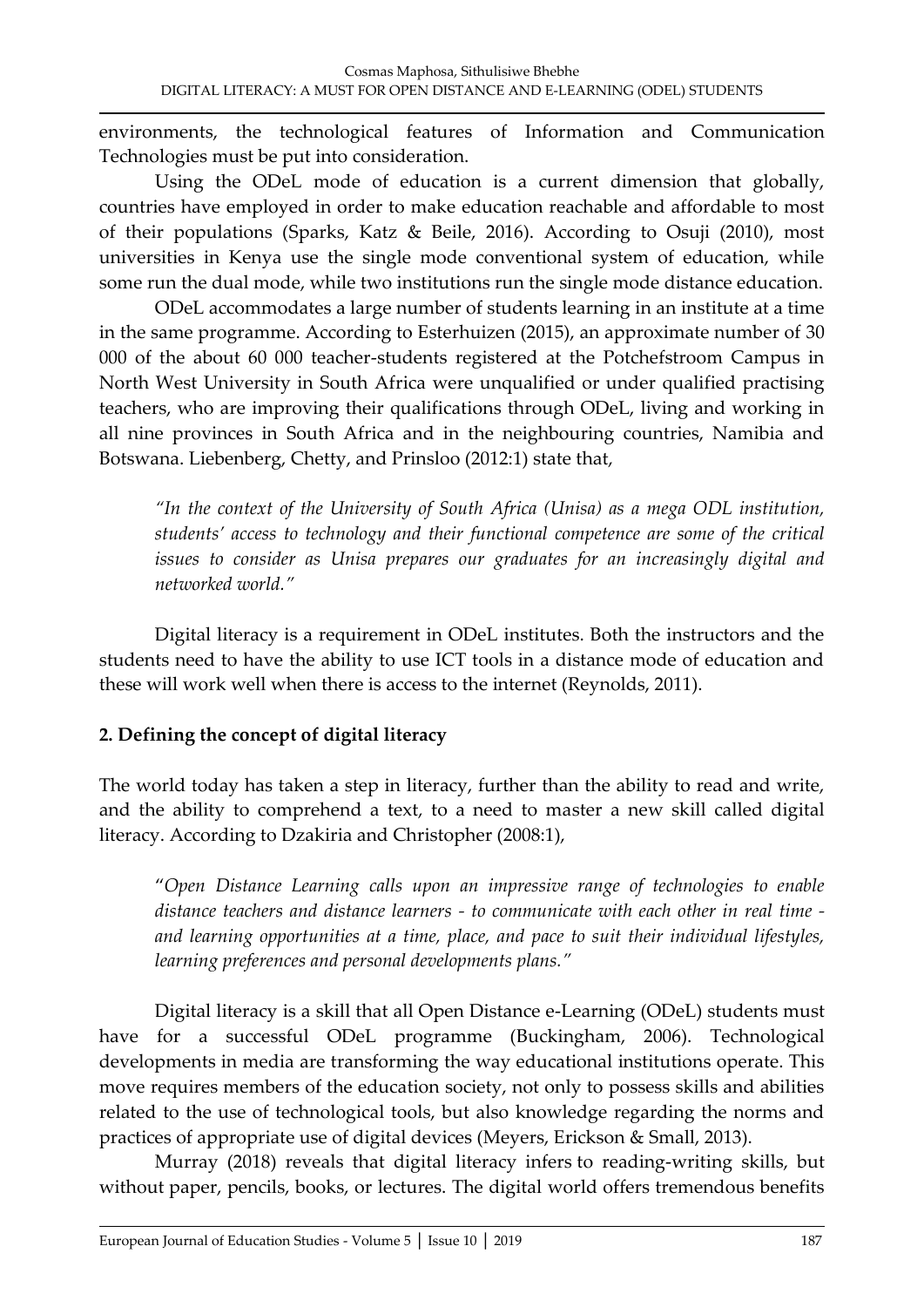environments, the technological features of Information and Communication Technologies must be put into consideration.

Using the ODeL mode of education is a current dimension that globally, countries have employed in order to make education reachable and affordable to most of their populations (Sparks, Katz & Beile, 2016). According to Osuji (2010), most universities in Kenya use the single mode conventional system of education, while some run the dual mode, while two institutions run the single mode distance education.

ODeL accommodates a large number of students learning in an institute at a time in the same programme. According to Esterhuizen (2015), an approximate number of 30 000 of the about 60 000 teacher-students registered at the Potchefstroom Campus in North West University in South Africa were unqualified or under qualified practising teachers, who are improving their qualifications through ODeL, living and working in all nine provinces in South Africa and in the neighbouring countries, Namibia and Botswana. Liebenberg, Chetty, and Prinsloo (2012:1) state that,

> *"In the context of the University of South Africa (Unisa) as a mega ODL institution, students' access to technology and their functional competence are some of the critical issues to consider as Unisa prepares our graduates for an increasingly digital and networked world."*

Digital literacy is a requirement in ODeL institutes. Both the instructors and the students need to have the ability to use ICT tools in a distance mode of education and these will work well when there is access to the internet (Reynolds, 2011).

## 2. Defining the concept of digital literacy

The world today has taken a step in literacy, further than the ability to read and write, and the ability to comprehend a text, to a need to master a new skill called digital literacy. According to Dzakiria and Christopher (2008:1),

> "*Open Distance Learning calls upon an impressive range of technologies to enable distance teachers and distance learners - to communicate with each other in real time - and learning opportunities at a time, place, and pace to suit their individual lifestyles, learning preferences and personal developments plans."*

Digital literacy is a skill that all Open Distance e-Learning (ODeL) students must have for a successful ODeL programme (Buckingham, 2006). Technological developments in media are transforming the way educational institutions operate. This move requires members of the education society, not only to possess skills and abilities related to the use of technological tools, but also knowledge regarding the norms and practices of appropriate use of digital devices (Meyers, Erickson & Small, 2013).

Murray (2018) reveals that digital literacy infers to reading-writing skills, but without paper, pencils, books, or lectures. The digital world offers tremendous benefits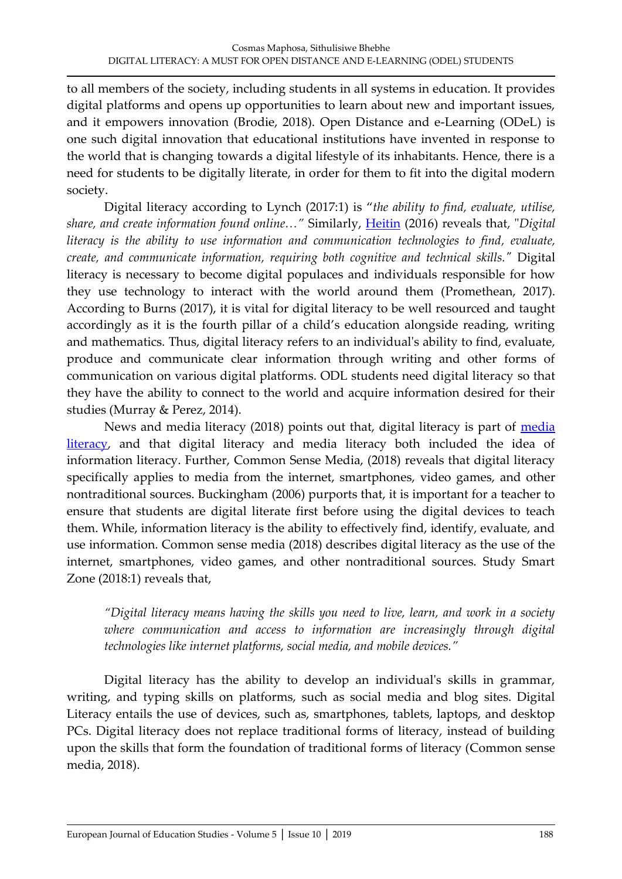to all members of the society, including students in all systems in education. It provides digital platforms and opens up opportunities to learn about new and important issues, and it empowers innovation (Brodie, 2018). Open Distance and e-Learning (ODeL) is one such digital innovation that educational institutions have invented in response to the world that is changing towards a digital lifestyle of its inhabitants. Hence, there is a need for students to be digitally literate, in order for them to fit into the digital modern society.

Digital literacy according to Lynch (2017:1) is "*the ability to find, evaluate, utilise, share, and create information found online…*" Similarly, Heitin (2016) reveals that, "*Digital literacy is the ability to use information and communication technologies to find, evaluate, create, and communicate information, requiring both cognitive and technical skills.*" Digital literacy is necessary to become digital populaces and individuals responsible for how they use technology to interact with the world around them (Promethean, 2017). According to Burns (2017), it is vital for digital literacy to be well resourced and taught accordingly as it is the fourth pillar of a child's education alongside reading, writing and mathematics. Thus, digital literacy refers to an individual's ability to find, evaluate, produce and communicate clear information through writing and other forms of communication on various digital platforms. ODL students need digital literacy so that they have the ability to connect to the world and acquire information desired for their studies (Murray & Perez, 2014).

News and media literacy (2018) points out that, digital literacy is part of media literacy, and that digital literacy and media literacy both included the idea of information literacy. Further, Common Sense Media, (2018) reveals that digital literacy specifically applies to media from the internet, smartphones, video games, and other nontraditional sources. Buckingham (2006) purports that, it is important for a teacher to ensure that students are digital literate first before using the digital devices to teach them. While, information literacy is the ability to effectively find, identify, evaluate, and use information. Common sense media (2018) describes digital literacy as the use of the internet, smartphones, video games, and other nontraditional sources. Study Smart Zone (2018:1) reveals that,

> *"Digital literacy means having the skills you need to live, learn, and work in a society where communication and access to information are increasingly through digital technologies like internet platforms, social media, and mobile devices."*

Digital literacy has the ability to develop an individual's skills in grammar, writing, and typing skills on platforms, such as social media and blog sites. Digital Literacy entails the use of devices, such as, smartphones, tablets, laptops, and desktop PCs. Digital literacy does not replace traditional forms of literacy, instead of building upon the skills that form the foundation of traditional forms of literacy (Common sense media, 2018).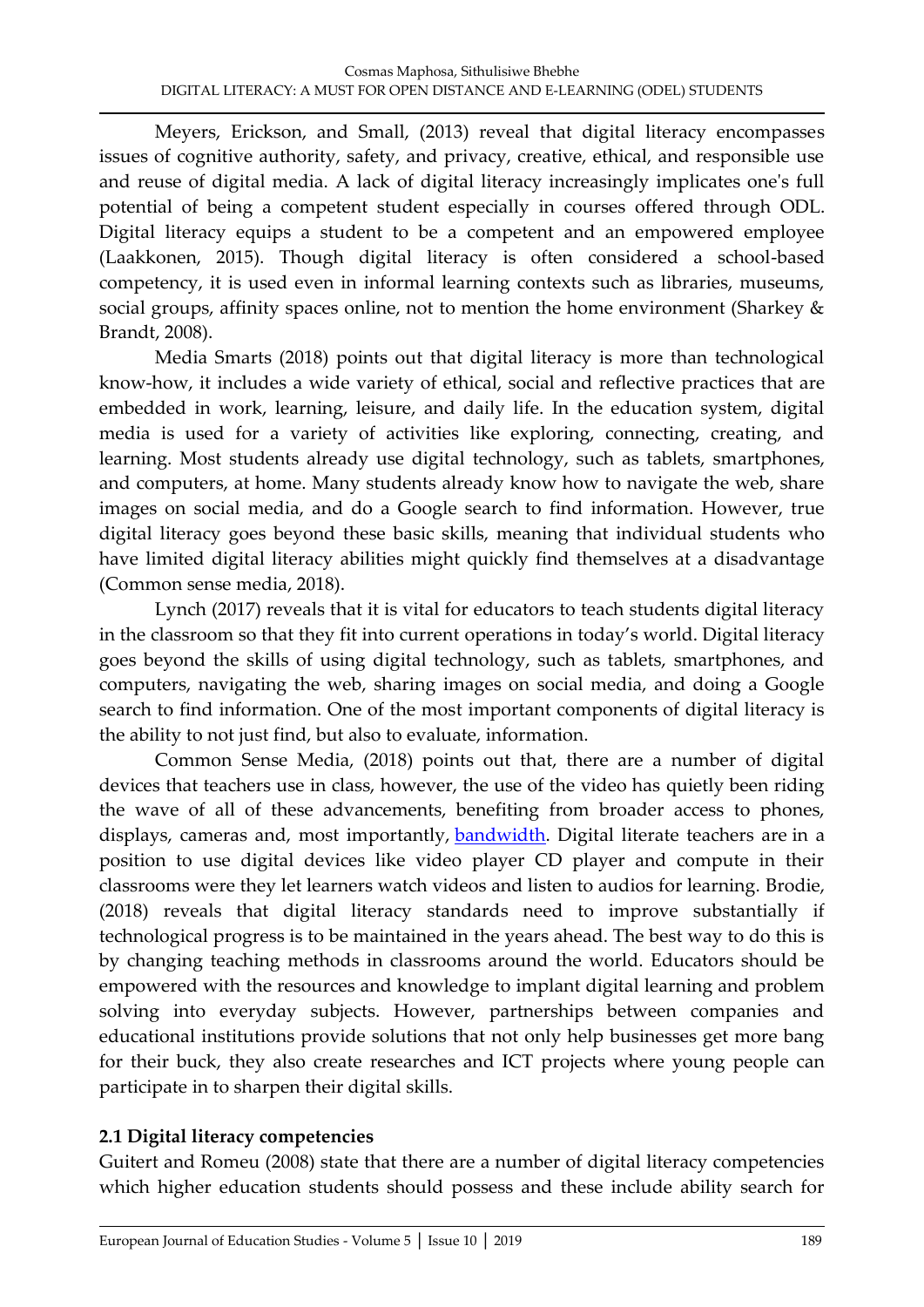Meyers, Erickson, and Small, (2013) reveal that digital literacy encompasses issues of cognitive authority, safety, and privacy, creative, ethical, and responsible use and reuse of digital media. A lack of digital literacy increasingly implicates one's full potential of being a competent student especially in courses offered through ODL. Digital literacy equips a student to be a competent and an empowered employee (Laakkonen, 2015). Though digital literacy is often considered a school-based competency, it is used even in informal learning contexts such as libraries, museums, social groups, affinity spaces online, not to mention the home environment (Sharkey & Brandt, 2008).

Media Smarts (2018) points out that digital literacy is more than technological know-how, it includes a wide variety of ethical, social and reflective practices that are embedded in work, learning, leisure, and daily life. In the education system, digital media is used for a variety of activities like exploring, connecting, creating, and learning. Most students already use digital technology, such as tablets, smartphones, and computers, at home. Many students already know how to navigate the web, share images on social media, and do a Google search to find information. However, true digital literacy goes beyond these basic skills, meaning that individual students who have limited digital literacy abilities might quickly find themselves at a disadvantage (Common sense media, 2018).

Lynch (2017) reveals that it is vital for educators to teach students digital literacy in the classroom so that they fit into current operations in today's world. Digital literacy goes beyond the skills of using digital technology, such as tablets, smartphones, and computers, navigating the web, sharing images on social media, and doing a Google search to find information. One of the most important components of digital literacy is the ability to not just find, but also to evaluate, information.

Common Sense Media, (2018) points out that, there are a number of digital devices that teachers use in class, however, the use of the video has quietly been riding the wave of all of these advancements, benefiting from broader access to phones, displays, cameras and, most importantly, bandwidth. Digital literate teachers are in a position to use digital devices like video player CD player and compute in their classrooms were they let learners watch videos and listen to audios for learning. Brodie, (2018) reveals that digital literacy standards need to improve substantially if technological progress is to be maintained in the years ahead. The best way to do this is by changing teaching methods in classrooms around the world. Educators should be empowered with the resources and knowledge to implant digital learning and problem solving into everyday subjects. However, partnerships between companies and educational institutions provide solutions that not only help businesses get more bang for their buck, they also create researches and ICT projects where young people can participate in to sharpen their digital skills.

### 2.1 Digital literacy competencies

Guitert and Romeu (2008) state that there are a number of digital literacy competencies which higher education students should possess and these include ability search for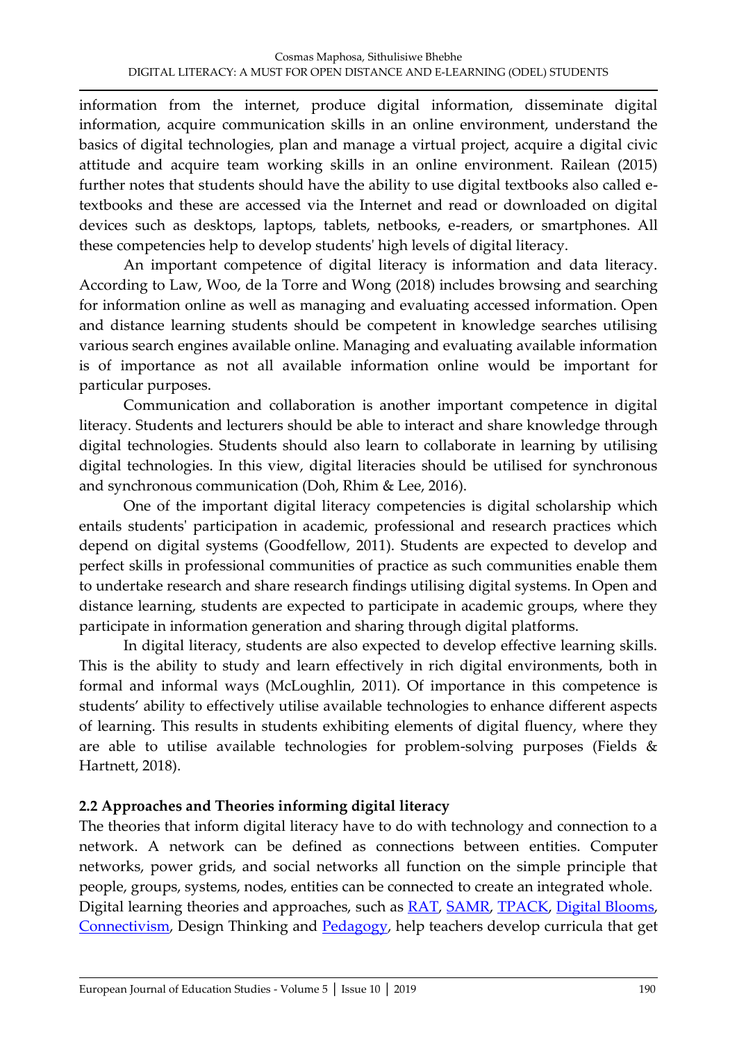information from the internet, produce digital information, disseminate digital information, acquire communication skills in an online environment, understand the basics of digital technologies, plan and manage a virtual project, acquire a digital civic attitude and acquire team working skills in an online environment. Railean (2015) further notes that students should have the ability to use digital textbooks also called e-textbooks and these are accessed via the Internet and read or downloaded on digital devices such as desktops, laptops, tablets, netbooks, e-readers, or smartphones. All these competencies help to develop students' high levels of digital literacy.

An important competence of digital literacy is information and data literacy. According to Law, Woo, de la Torre and Wong (2018) includes browsing and searching for information online as well as managing and evaluating accessed information. Open and distance learning students should be competent in knowledge searches utilising various search engines available online. Managing and evaluating available information is of importance as not all available information online would be important for particular purposes.

Communication and collaboration is another important competence in digital literacy. Students and lecturers should be able to interact and share knowledge through digital technologies. Students should also learn to collaborate in learning by utilising digital technologies. In this view, digital literacies should be utilised for synchronous and synchronous communication (Doh, Rhim & Lee, 2016).

One of the important digital literacy competencies is digital scholarship which entails students' participation in academic, professional and research practices which depend on digital systems (Goodfellow, 2011). Students are expected to develop and perfect skills in professional communities of practice as such communities enable them to undertake research and share research findings utilising digital systems. In Open and distance learning, students are expected to participate in academic groups, where they participate in information generation and sharing through digital platforms.

In digital literacy, students are also expected to develop effective learning skills. This is the ability to study and learn effectively in rich digital environments, both in formal and informal ways (McLoughlin, 2011). Of importance in this competence is students' ability to effectively utilise available technologies to enhance different aspects of learning. This results in students exhibiting elements of digital fluency, where they are able to utilise available technologies for problem-solving purposes (Fields & Hartnett, 2018).

### 2.2 Approaches and Theories informing digital literacy

The theories that inform digital literacy have to do with technology and connection to a network. A network can be defined as connections between entities. Computer networks, power grids, and social networks all function on the simple principle that people, groups, systems, nodes, entities can be connected to create an integrated whole.
Digital learning theories and approaches, such as RAT, SAMR, TPACK, Digital Blooms, Connectivism, Design Thinking and Pedagogy, help teachers develop curricula that get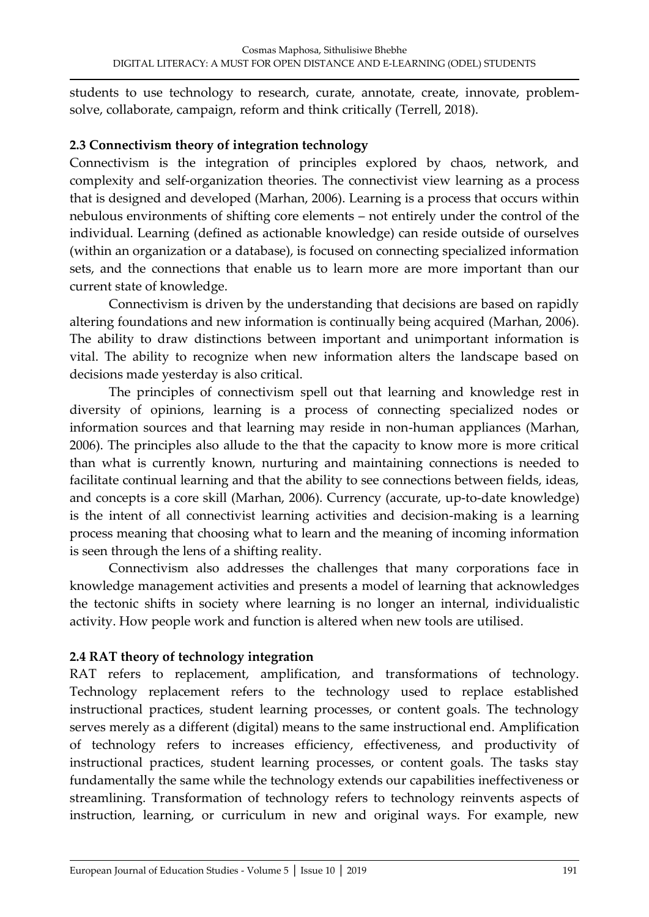students to use technology to research, curate, annotate, create, innovate, problem-solve, collaborate, campaign, reform and think critically (Terrell, 2018).

### 2.3 Connectivism theory of integration technology

Connectivism is the integration of principles explored by chaos, network, and complexity and self-organization theories. The connectivist view learning as a process that is designed and developed (Marhan, 2006). Learning is a process that occurs within nebulous environments of shifting core elements – not entirely under the control of the individual. Learning (defined as actionable knowledge) can reside outside of ourselves (within an organization or a database), is focused on connecting specialized information sets, and the connections that enable us to learn more are more important than our current state of knowledge.

Connectivism is driven by the understanding that decisions are based on rapidly altering foundations and new information is continually being acquired (Marhan, 2006). The ability to draw distinctions between important and unimportant information is vital. The ability to recognize when new information alters the landscape based on decisions made yesterday is also critical.

The principles of connectivism spell out that learning and knowledge rest in diversity of opinions, learning is a process of connecting specialized nodes or information sources and that learning may reside in non-human appliances (Marhan, 2006). The principles also allude to the that the capacity to know more is more critical than what is currently known, nurturing and maintaining connections is needed to facilitate continual learning and that the ability to see connections between fields, ideas, and concepts is a core skill (Marhan, 2006). Currency (accurate, up-to-date knowledge) is the intent of all connectivist learning activities and decision-making is a learning process meaning that choosing what to learn and the meaning of incoming information is seen through the lens of a shifting reality.

Connectivism also addresses the challenges that many corporations face in knowledge management activities and presents a model of learning that acknowledges the tectonic shifts in society where learning is no longer an internal, individualistic activity. How people work and function is altered when new tools are utilised.

### 2.4 RAT theory of technology integration

RAT refers to replacement, amplification, and transformations of technology. Technology replacement refers to the technology used to replace established instructional practices, student learning processes, or content goals. The technology serves merely as a different (digital) means to the same instructional end. Amplification of technology refers to increases efficiency, effectiveness, and productivity of instructional practices, student learning processes, or content goals. The tasks stay fundamentally the same while the technology extends our capabilities ineffectiveness or streamlining. Transformation of technology refers to technology reinvents aspects of instruction, learning, or curriculum in new and original ways. For example, new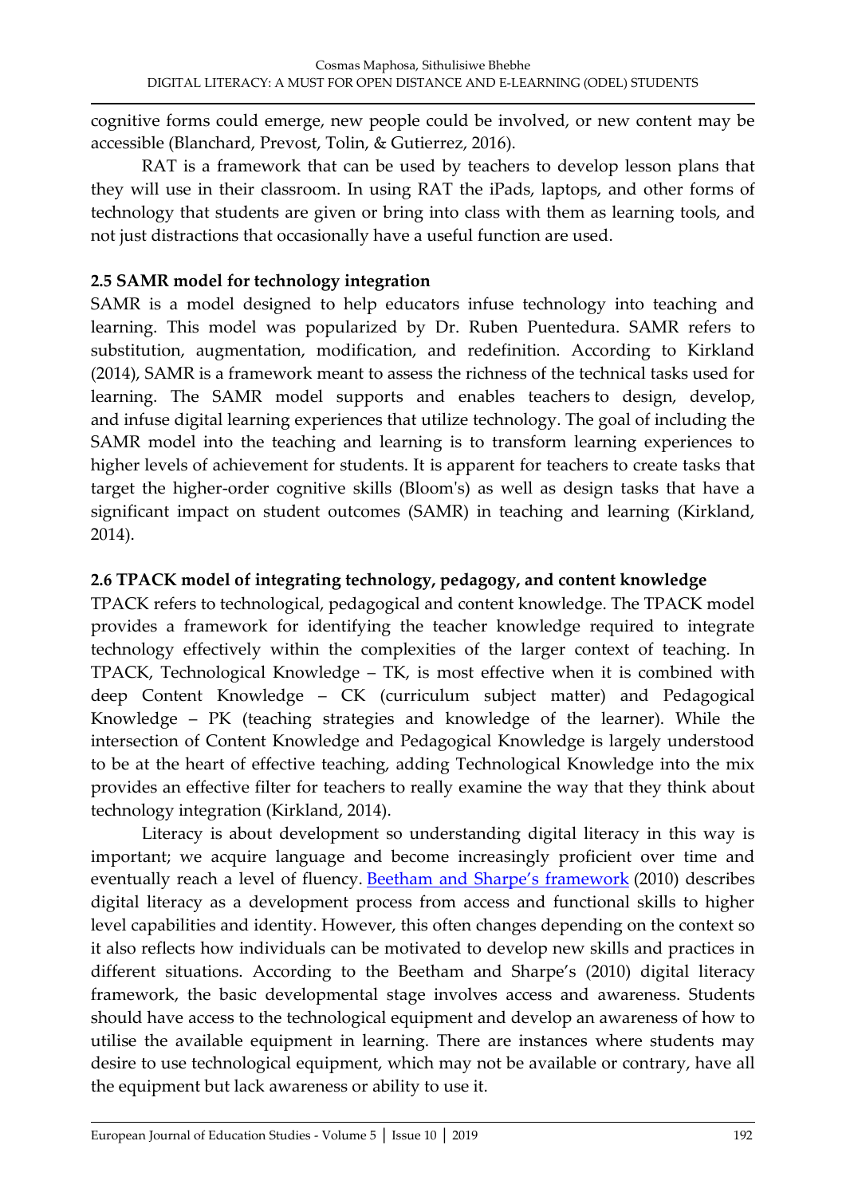cognitive forms could emerge, new people could be involved, or new content may be accessible (Blanchard, Prevost, Tolin, & Gutierrez, 2016).

RAT is a framework that can be used by teachers to develop lesson plans that they will use in their classroom. In using RAT the iPads, laptops, and other forms of technology that students are given or bring into class with them as learning tools, and not just distractions that occasionally have a useful function are used.

### 2.5 SAMR model for technology integration

SAMR is a model designed to help educators infuse technology into teaching and learning. This model was popularized by Dr. Ruben Puentedura. SAMR refers to substitution, augmentation, modification, and redefinition. According to Kirkland (2014), SAMR is a framework meant to assess the richness of the technical tasks used for learning. The SAMR model supports and enables teachers to design, develop, and infuse digital learning experiences that utilize technology. The goal of including the SAMR model into the teaching and learning is to transform learning experiences to higher levels of achievement for students. It is apparent for teachers to create tasks that target the higher-order cognitive skills (Bloom's) as well as design tasks that have a significant impact on student outcomes (SAMR) in teaching and learning (Kirkland, 2014).

### 2.6 TPACK model of integrating technology, pedagogy, and content knowledge

TPACK refers to technological, pedagogical and content knowledge. The TPACK model provides a framework for identifying the teacher knowledge required to integrate technology effectively within the complexities of the larger context of teaching. In TPACK, Technological Knowledge – TK, is most effective when it is combined with deep Content Knowledge – CK (curriculum subject matter) and Pedagogical Knowledge – PK (teaching strategies and knowledge of the learner). While the intersection of Content Knowledge and Pedagogical Knowledge is largely understood to be at the heart of effective teaching, adding Technological Knowledge into the mix provides an effective filter for teachers to really examine the way that they think about technology integration (Kirkland, 2014).

Literacy is about development so understanding digital literacy in this way is important; we acquire language and become increasingly proficient over time and eventually reach a level of fluency. Beetham and Sharpe's framework (2010) describes digital literacy as a development process from access and functional skills to higher level capabilities and identity. However, this often changes depending on the context so it also reflects how individuals can be motivated to develop new skills and practices in different situations. According to the Beetham and Sharpe's (2010) digital literacy framework, the basic developmental stage involves access and awareness. Students should have access to the technological equipment and develop an awareness of how to utilise the available equipment in learning. There are instances where students may desire to use technological equipment, which may not be available or contrary, have all the equipment but lack awareness or ability to use it.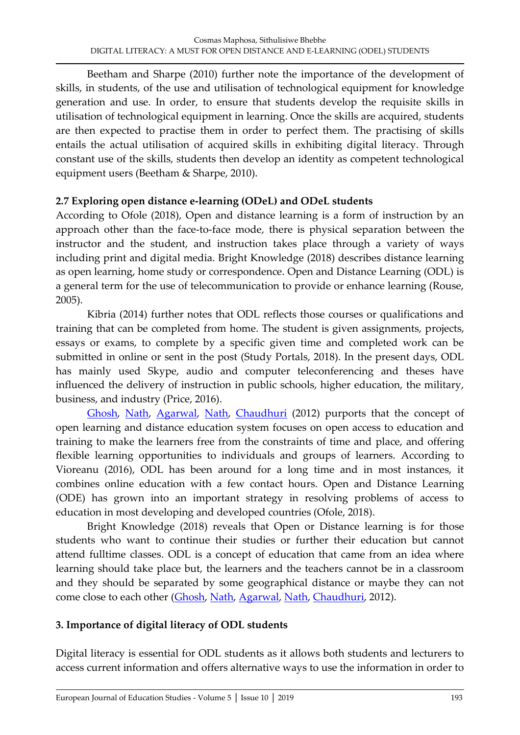Beetham and Sharpe (2010) further note the importance of the development of skills, in students, of the use and utilisation of technological equipment for knowledge generation and use. In order, to ensure that students develop the requisite skills in utilisation of technological equipment in learning. Once the skills are acquired, students are then expected to practise them in order to perfect them. The practising of skills entails the actual utilisation of acquired skills in exhibiting digital literacy. Through constant use of the skills, students then develop an identity as competent technological equipment users (Beetham & Sharpe, 2010).

### 2.7 Exploring open distance e-learning (ODeL) and ODeL students

According to Ofole (2018), Open and distance learning is a form of instruction by an approach other than the face-to-face mode, there is physical separation between the instructor and the student, and instruction takes place through a variety of ways including print and digital media. Bright Knowledge (2018) describes distance learning as open learning, home study or correspondence. Open and Distance Learning (ODL) is a general term for the use of telecommunication to provide or enhance learning (Rouse, 2005).

Kibria (2014) further notes that ODL reflects those courses or qualifications and training that can be completed from home. The student is given assignments, projects, essays or exams, to complete by a specific given time and completed work can be submitted in online or sent in the post (Study Portals, 2018). In the present days, ODL has mainly used Skype, audio and computer teleconferencing and theses have influenced the delivery of instruction in public schools, higher education, the military, business, and industry (Price, 2016).

Ghosh, Nath, Agarwal, Nath, Chaudhuri (2012) purports that the concept of open learning and distance education system focuses on open access to education and training to make the learners free from the constraints of time and place, and offering flexible learning opportunities to individuals and groups of learners. According to Vioreanu (2016), ODL has been around for a long time and in most instances, it combines online education with a few contact hours. Open and Distance Learning (ODE) has grown into an important strategy in resolving problems of access to education in most developing and developed countries (Ofole, 2018).

Bright Knowledge (2018) reveals that Open or Distance learning is for those students who want to continue their studies or further their education but cannot attend fulltime classes. ODL is a concept of education that came from an idea where learning should take place but, the learners and the teachers cannot be in a classroom and they should be separated by some geographical distance or maybe they can not come close to each other (Ghosh, Nath, Agarwal, Nath, Chaudhuri, 2012).

## 3. Importance of digital literacy of ODL students

Digital literacy is essential for ODL students as it allows both students and lecturers to access current information and offers alternative ways to use the information in order to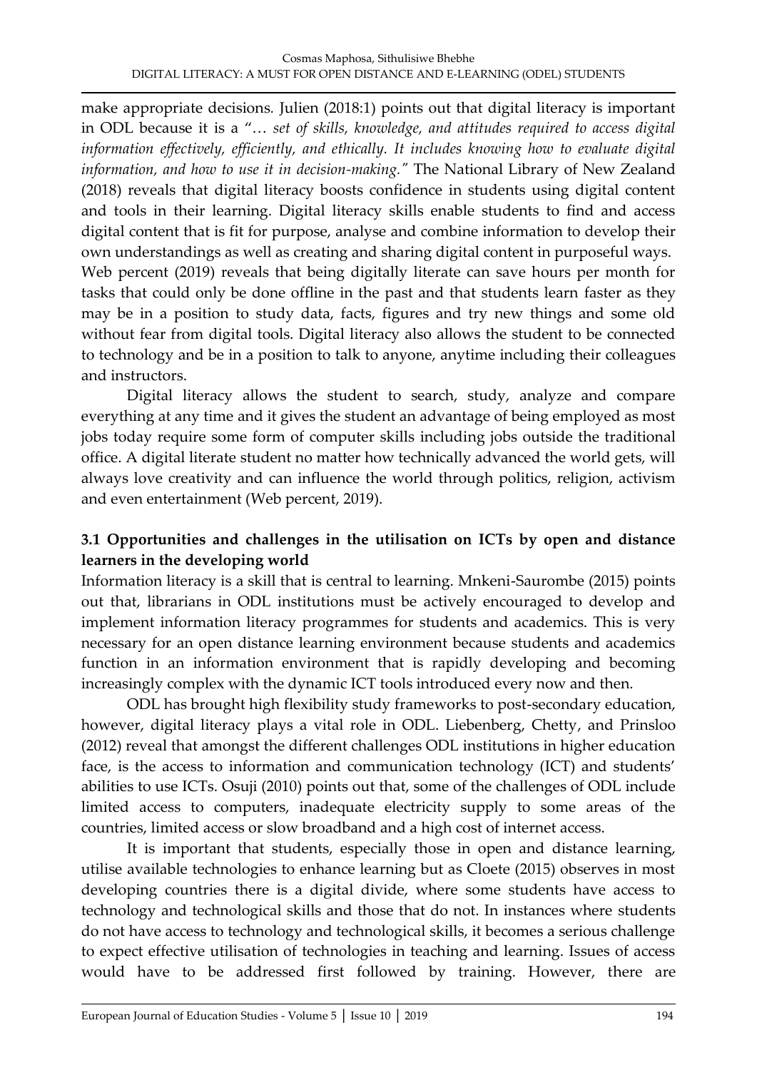make appropriate decisions. Julien (2018:1) points out that digital literacy is important in ODL because it is a "… *set of skills, knowledge, and attitudes required to access digital information effectively, efficiently, and ethically. It includes knowing how to evaluate digital information, and how to use it in decision-making."* The National Library of New Zealand (2018) reveals that digital literacy boosts confidence in students using digital content and tools in their learning. Digital literacy skills enable students to find and access digital content that is fit for purpose, analyse and combine information to develop their own understandings as well as creating and sharing digital content in purposeful ways. Web percent (2019) reveals that being digitally literate can save hours per month for tasks that could only be done offline in the past and that students learn faster as they may be in a position to study data, facts, figures and try new things and some old without fear from digital tools. Digital literacy also allows the student to be connected to technology and be in a position to talk to anyone, anytime including their colleagues and instructors.

Digital literacy allows the student to search, study, analyze and compare everything at any time and it gives the student an advantage of being employed as most jobs today require some form of computer skills including jobs outside the traditional office. A digital literate student no matter how technically advanced the world gets, will always love creativity and can influence the world through politics, religion, activism and even entertainment (Web percent, 2019).

### 3.1 Opportunities and challenges in the utilisation on ICTs by open and distance learners in the developing world

Information literacy is a skill that is central to learning. Mnkeni-Saurombe (2015) points out that, librarians in ODL institutions must be actively encouraged to develop and implement information literacy programmes for students and academics. This is very necessary for an open distance learning environment because students and academics function in an information environment that is rapidly developing and becoming increasingly complex with the dynamic ICT tools introduced every now and then.

ODL has brought high flexibility study frameworks to post-secondary education, however, digital literacy plays a vital role in ODL. Liebenberg, Chetty, and Prinsloo (2012) reveal that amongst the different challenges ODL institutions in higher education face, is the access to information and communication technology (ICT) and students' abilities to use ICTs. Osuji (2010) points out that, some of the challenges of ODL include limited access to computers, inadequate electricity supply to some areas of the countries, limited access or slow broadband and a high cost of internet access.

It is important that students, especially those in open and distance learning, utilise available technologies to enhance learning but as Cloete (2015) observes in most developing countries there is a digital divide, where some students have access to technology and technological skills and those that do not. In instances where students do not have access to technology and technological skills, it becomes a serious challenge to expect effective utilisation of technologies in teaching and learning. Issues of access would have to be addressed first followed by training. However, there are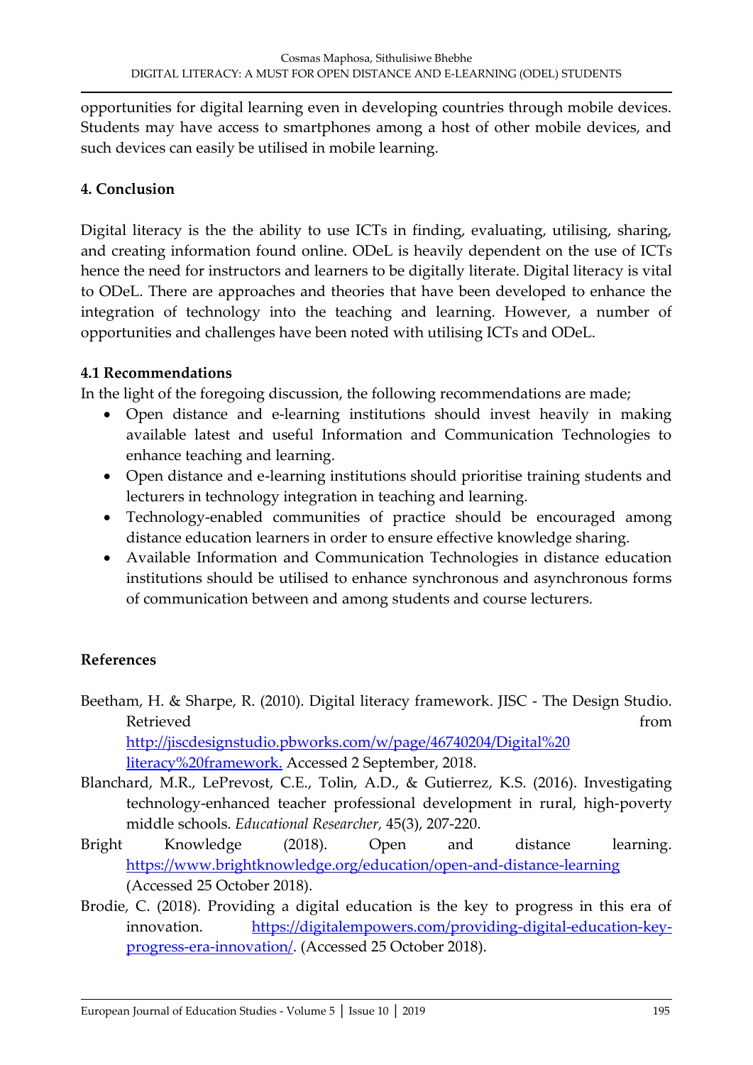opportunities for digital learning even in developing countries through mobile devices. Students may have access to smartphones among a host of other mobile devices, and such devices can easily be utilised in mobile learning.

## 4. Conclusion

Digital literacy is the the ability to use ICTs in finding, evaluating, utilising, sharing, and creating information found online. ODeL is heavily dependent on the use of ICTs hence the need for instructors and learners to be digitally literate. Digital literacy is vital to ODeL. There are approaches and theories that have been developed to enhance the integration of technology into the teaching and learning. However, a number of opportunities and challenges have been noted with utilising ICTs and ODeL.

### 4.1 Recommendations

In the light of the foregoing discussion, the following recommendations are made;

- Open distance and e-learning institutions should invest heavily in making available latest and useful Information and Communication Technologies to enhance teaching and learning.
- Open distance and e-learning institutions should prioritise training students and lecturers in technology integration in teaching and learning.
- Technology-enabled communities of practice should be encouraged among distance education learners in order to ensure effective knowledge sharing.
- Available Information and Communication Technologies in distance education institutions should be utilised to enhance synchronous and asynchronous forms of communication between and among students and course lecturers.

## References

Beetham, H. & Sharpe, R. (2010). Digital literacy framework. JISC - The Design Studio. Retrieved from http://jiscdesignstudio.pbworks.com/w/page/46740204/Digital%20literacy%20framework. Accessed 2 September, 2018.

Blanchard, M.R., LePrevost, C.E., Tolin, A.D., & Gutierrez, K.S. (2016). Investigating technology-enhanced teacher professional development in rural, high-poverty middle schools. *Educational Researcher,* 45(3), 207-220.

Bright Knowledge (2018). Open and distance learning. https://www.brightknowledge.org/education/open-and-distance-learning (Accessed 25 October 2018).

Brodie, C. (2018). Providing a digital education is the key to progress in this era of innovation. https://digitalempowers.com/providing-digital-education-key-progress-era-innovation/. (Accessed 25 October 2018).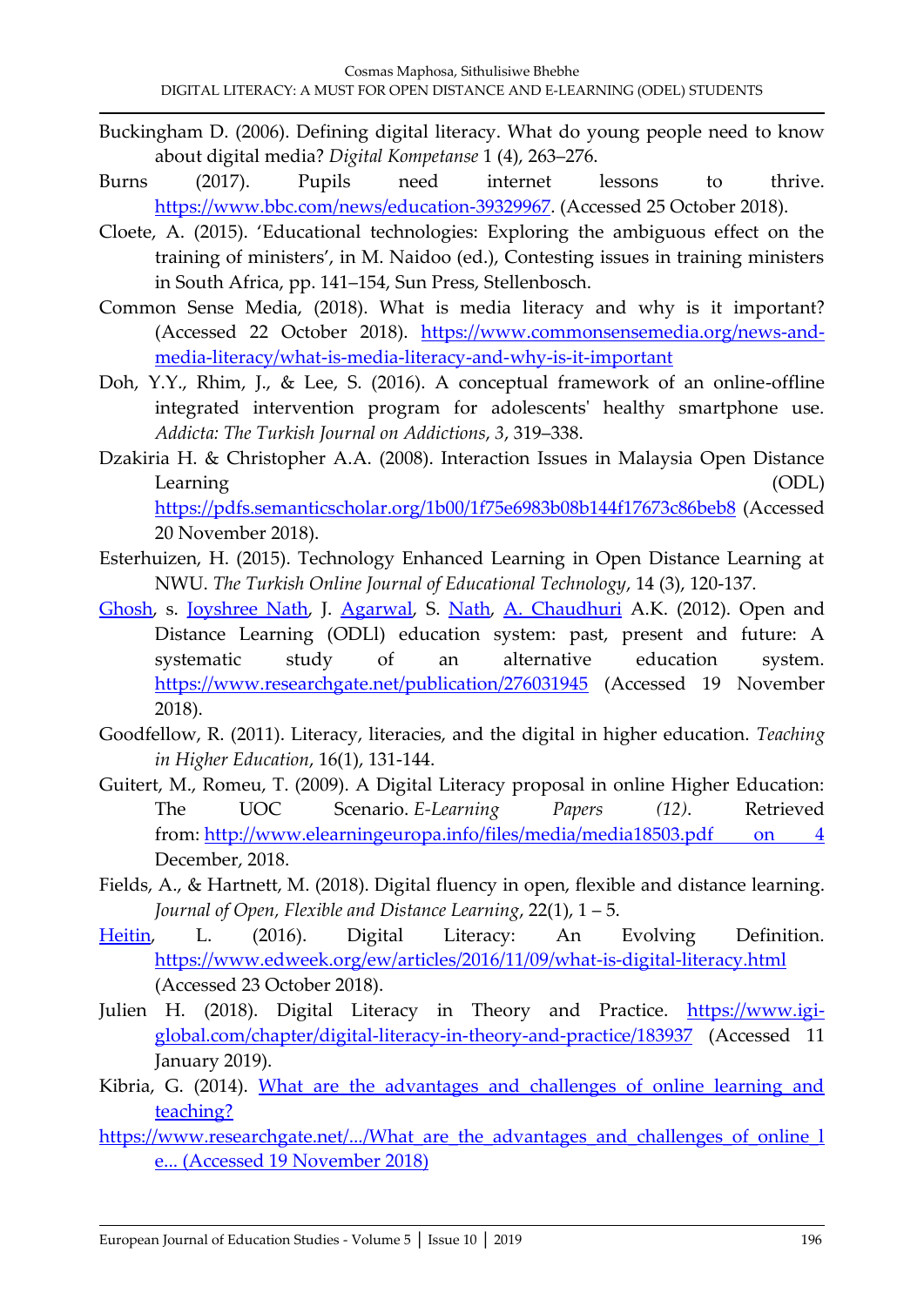Buckingham D. (2006). Defining digital literacy. What do young people need to know about digital media? *Digital Kompetanse* 1 (4), 263–276.

Burns (2017). Pupils need internet lessons to thrive. https://www.bbc.com/news/education-39329967. (Accessed 25 October 2018).

Cloete, A. (2015). 'Educational technologies: Exploring the ambiguous effect on the training of ministers', in M. Naidoo (ed.), Contesting issues in training ministers in South Africa, pp. 141–154, Sun Press, Stellenbosch.

Common Sense Media, (2018). What is media literacy and why is it important? (Accessed 22 October 2018). https://www.commonsensemedia.org/news-and-media-literacy/what-is-media-literacy-and-why-is-it-important

Doh, Y.Y., Rhim, J., & Lee, S. (2016). A conceptual framework of an online-offline integrated intervention program for adolescents' healthy smartphone use. *Addicta: The Turkish Journal on Addictions*, *3*, 319–338.

Dzakiria H. & Christopher A.A. (2008). Interaction Issues in Malaysia Open Distance Learning (ODL) https://pdfs.semanticscholar.org/1b00/1f75e6983b08b144f17673c86beb8 (Accessed 20 November 2018).

Esterhuizen, H. (2015). Technology Enhanced Learning in Open Distance Learning at NWU. *The Turkish Online Journal of Educational Technology*, 14 (3), 120-137.

Ghosh, s. Joyshree Nath, J. Agarwal, S. Nath, A. Chaudhuri A.K. (2012). Open and Distance Learning (ODLl) education system: past, present and future: A systematic study of an alternative education system. https://www.researchgate.net/publication/276031945 (Accessed 19 November 2018).

Goodfellow, R. (2011). Literacy, literacies, and the digital in higher education. *Teaching in Higher Education*, 16(1), 131-144.

Guitert, M., Romeu, T. (2009). A Digital Literacy proposal in online Higher Education: The UOC Scenario. *E-Learning Papers (12)*. Retrieved from: http://www.elearningeuropa.info/files/media/media18503.pdf on 4 December, 2018.

Fields, A., & Hartnett, M. (2018). Digital fluency in open, flexible and distance learning. *Journal of Open, Flexible and Distance Learning*, 22(1), 1 – 5.

Heitin, L. (2016). Digital Literacy: An Evolving Definition. https://www.edweek.org/ew/articles/2016/11/09/what-is-digital-literacy.html (Accessed 23 October 2018).

Julien H. (2018). Digital Literacy in Theory and Practice. https://www.igi-global.com/chapter/digital-literacy-in-theory-and-practice/183937 (Accessed 11 January 2019).

Kibria, G. (2014). What are the advantages and challenges of online learning and teaching?

https://www.researchgate.net/.../What_are_the_advantages_and_challenges_of_online_le... (Accessed 19 November 2018)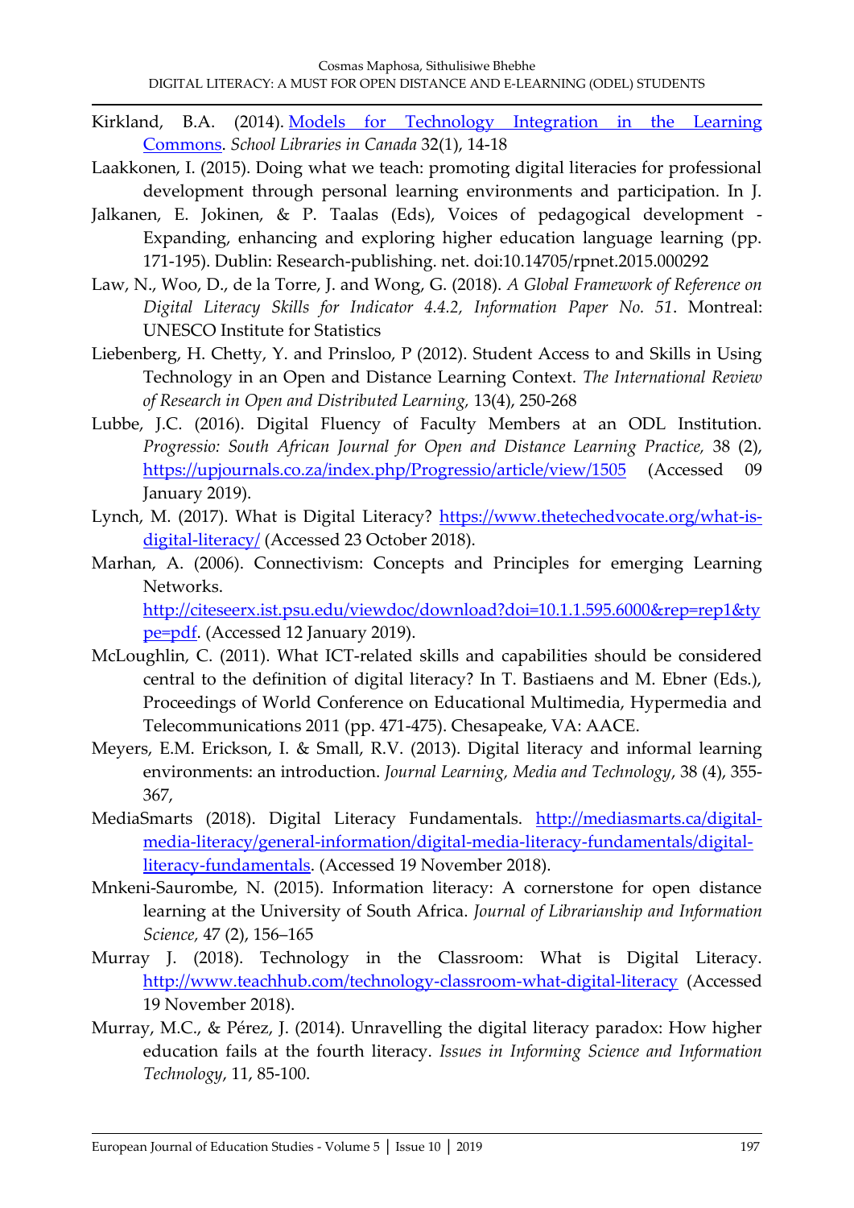Kirkland, B.A. (2014). [Models for Technology Integration in the Learning Commons](). *School Libraries in Canada* 32(1), 14-18

Laakkonen, I. (2015). Doing what we teach: promoting digital literacies for professional development through personal learning environments and participation. In J. Jalkanen, E. Jokinen, & P. Taalas (Eds), Voices of pedagogical development - Expanding, enhancing and exploring higher education language learning (pp. 171-195). Dublin: Research-publishing. net. doi:10.14705/rpnet.2015.000292

Law, N., Woo, D., de la Torre, J. and Wong, G. (2018). *A Global Framework of Reference on Digital Literacy Skills for Indicator 4.4.2, Information Paper No. 51*. Montreal: UNESCO Institute for Statistics

Liebenberg, H. Chetty, Y. and Prinsloo, P (2012). Student Access to and Skills in Using Technology in an Open and Distance Learning Context. *The International Review of Research in Open and Distributed Learning,* 13(4), 250-268

Lubbe, J.C. (2016). Digital Fluency of Faculty Members at an ODL Institution. *Progressio: South African Journal for Open and Distance Learning Practice,* 38 (2), https://upjournals.co.za/index.php/Progressio/article/view/1505 (Accessed 09 January 2019).

Lynch, M. (2017). What is Digital Literacy? https://www.thetechedvocate.org/what-is-digital-literacy/ (Accessed 23 October 2018).

Marhan, A. (2006). Connectivism: Concepts and Principles for emerging Learning Networks. http://citeseerx.ist.psu.edu/viewdoc/download?doi=10.1.1.595.6000&rep=rep1&type=pdf. (Accessed 12 January 2019).

McLoughlin, C. (2011). What ICT-related skills and capabilities should be considered central to the definition of digital literacy? In T. Bastiaens and M. Ebner (Eds.), Proceedings of World Conference on Educational Multimedia, Hypermedia and Telecommunications 2011 (pp. 471-475). Chesapeake, VA: AACE.

Meyers, E.M. Erickson, I. & Small, R.V. (2013). Digital literacy and informal learning environments: an introduction. *Journal Learning, Media and Technology*, 38 (4), 355-367,

MediaSmarts (2018). Digital Literacy Fundamentals. http://mediasmarts.ca/digital-media-literacy/general-information/digital-media-literacy-fundamentals/digital-literacy-fundamentals. (Accessed 19 November 2018).

Mnkeni-Saurombe, N. (2015). Information literacy: A cornerstone for open distance learning at the University of South Africa. *Journal of Librarianship and Information Science,* 47 (2), 156–165

Murray J. (2018). Technology in the Classroom: What is Digital Literacy. http://www.teachhub.com/technology-classroom-what-digital-literacy (Accessed 19 November 2018).

Murray, M.C., & Pérez, J. (2014). Unravelling the digital literacy paradox: How higher education fails at the fourth literacy. *Issues in Informing Science and Information Technology*, 11, 85-100.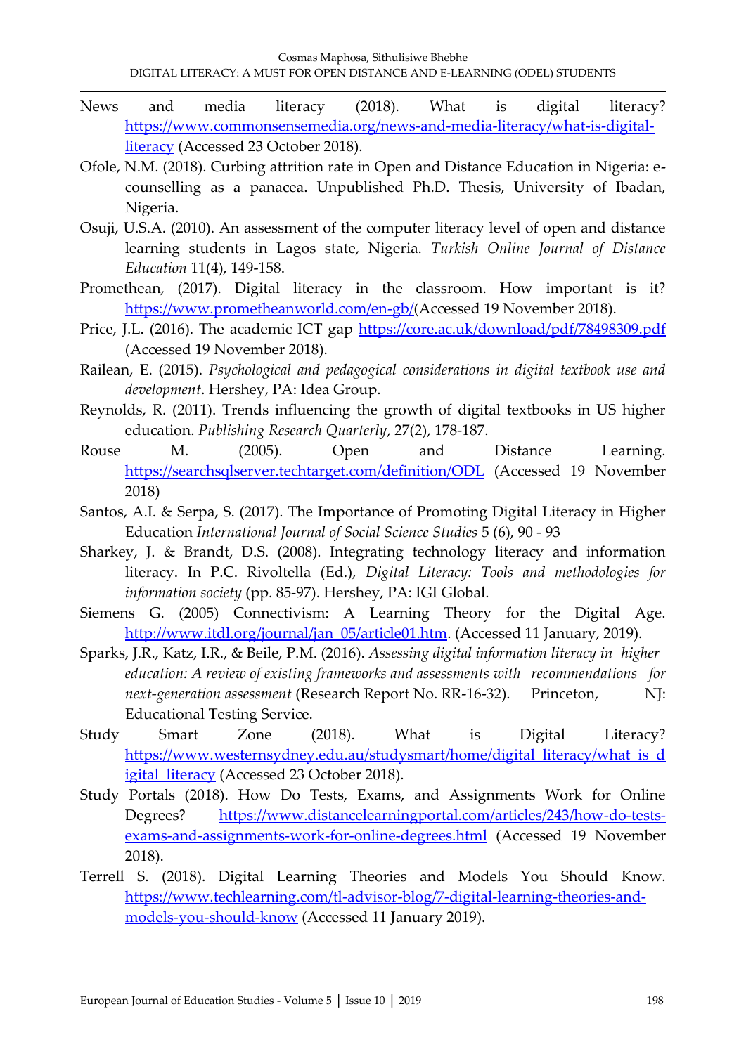News and media literacy (2018). What is digital literacy? https://www.commonsensemedia.org/news-and-media-literacy/what-is-digital-literacy (Accessed 23 October 2018).

Ofole, N.M. (2018). Curbing attrition rate in Open and Distance Education in Nigeria: e-counselling as a panacea. Unpublished Ph.D. Thesis, University of Ibadan, Nigeria.

Osuji, U.S.A. (2010). An assessment of the computer literacy level of open and distance learning students in Lagos state, Nigeria. *Turkish Online Journal of Distance Education* 11(4), 149-158.

Promethean, (2017). Digital literacy in the classroom. How important is it? https://www.prometheanworld.com/en-gb/(Accessed 19 November 2018).

Price, J.L. (2016). The academic ICT gap https://core.ac.uk/download/pdf/78498309.pdf (Accessed 19 November 2018).

Railean, E. (2015). *Psychological and pedagogical considerations in digital textbook use and development*. Hershey, PA: Idea Group.

Reynolds, R. (2011). Trends influencing the growth of digital textbooks in US higher education. *Publishing Research Quarterly*, 27(2), 178-187.

Rouse M. (2005). Open and Distance Learning. https://searchsqlserver.techtarget.com/definition/ODL (Accessed 19 November 2018)

Santos, A.I. & Serpa, S. (2017). The Importance of Promoting Digital Literacy in Higher Education *International Journal of Social Science Studies* 5 (6), 90 - 93

Sharkey, J. & Brandt, D.S. (2008). Integrating technology literacy and information literacy. In P.C. Rivoltella (Ed.), *Digital Literacy: Tools and methodologies for information society* (pp. 85-97). Hershey, PA: IGI Global.

Siemens G. (2005) Connectivism: A Learning Theory for the Digital Age. http://www.itdl.org/journal/jan_05/article01.htm. (Accessed 11 January, 2019).

Sparks, J.R., Katz, I.R., & Beile, P.M. (2016). *Assessing digital information literacy in higher education: A review of existing frameworks and assessments with recommendations for next-generation assessment* (Research Report No. RR-16-32). Princeton, NJ: Educational Testing Service.

Study Smart Zone (2018). What is Digital Literacy? https://www.westernsydney.edu.au/studysmart/home/digital_literacy/what_is_digital_literacy (Accessed 23 October 2018).

Study Portals (2018). How Do Tests, Exams, and Assignments Work for Online Degrees? https://www.distancelearningportal.com/articles/243/how-do-tests-exams-and-assignments-work-for-online-degrees.html (Accessed 19 November 2018).

Terrell S. (2018). Digital Learning Theories and Models You Should Know. https://www.techlearning.com/tl-advisor-blog/7-digital-learning-theories-and-models-you-should-know (Accessed 11 January 2019).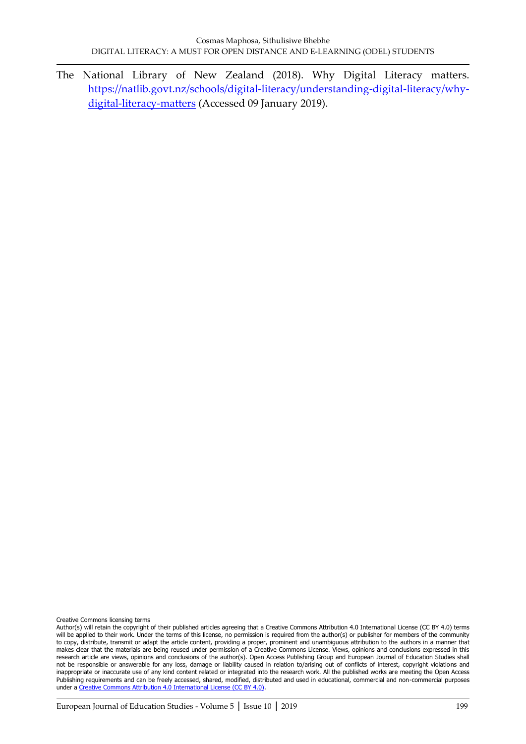The National Library of New Zealand (2018). Why Digital Literacy matters. [https://natlib.govt.nz/schools/digital-literacy/understanding-digital-literacy/why-digital-literacy-matters](https://natlib.govt.nz/schools/digital-literacy/understanding-digital-literacy/why-digital-literacy-matters) (Accessed 09 January 2019).

Creative Commons licensing terms

Author(s) will retain the copyright of their published articles agreeing that a Creative Commons Attribution 4.0 International License (CC BY 4.0) terms will be applied to their work. Under the terms of this license, no permission is required from the author(s) or publisher for members of the community to copy, distribute, transmit or adapt the article content, providing a proper, prominent and unambiguous attribution to the authors in a manner that makes clear that the materials are being reused under permission of a Creative Commons License. Views, opinions and conclusions expressed in this research article are views, opinions and conclusions of the author(s). Open Access Publishing Group and European Journal of Education Studies shall not be responsible or answerable for any loss, damage or liability caused in relation to/arising out of conflicts of interest, copyright violations and inappropriate or inaccurate use of any kind content related or integrated into the research work. All the published works are meeting the Open Access Publishing requirements and can be freely accessed, shared, modified, distributed and used in educational, commercial and non-commercial purposes under a Creative Commons Attribution 4.0 International License (CC BY 4.0).